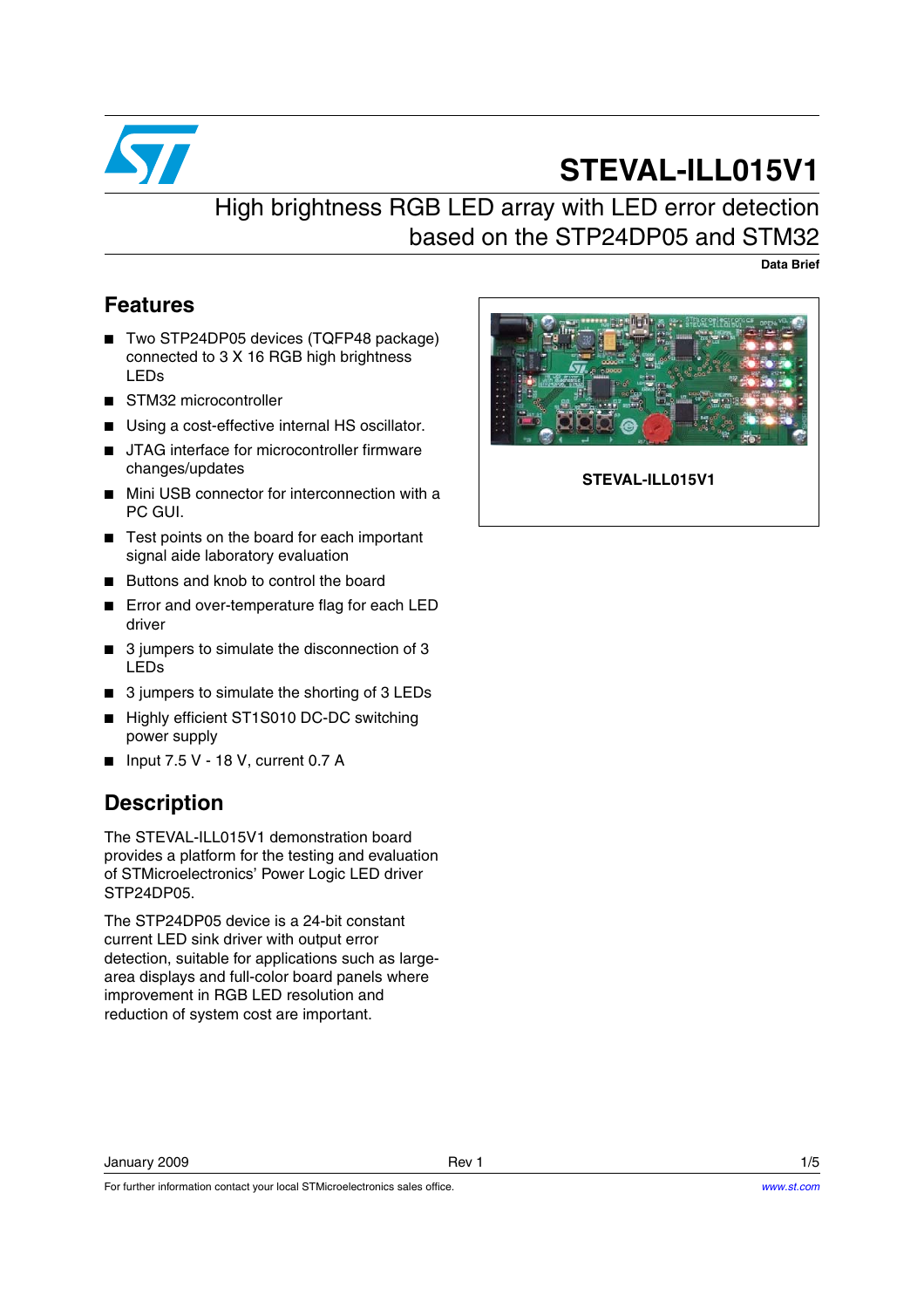# STEVAL-ILL015V1

## High brightness RGB LED array with LED error detection based on the STP24DP05 and STM32

**Data Brief**

## Features

- Two STP24DP05 devices (TQFP48 package) connected to 3 X 16 RGB high brightness LEDs
- STM32 microcontroller
- Using a cost-effective internal HS oscillator.
- JTAG interface for microcontroller firmware changes/updates
- Mini USB connector for interconnection with a PC GUI.
- Test points on the board for each important signal aide laboratory evaluation
- Buttons and knob to control the board
- Error and over-temperature flag for each LED driver
- 3 jumpers to simulate the disconnection of 3 LEDs
- 3 jumpers to simulate the shorting of 3 LEDs
- Highly efficient ST1S010 DC-DC switching power supply
- Input 7.5 V - 18 V, current 0.7 A

STEVAL-ILL015V1

## Description

The STEVAL-ILL015V1 demonstration board provides a platform for the testing and evaluation of STMicroelectronics' Power Logic LED driver STP24DP05.

The STP24DP05 device is a 24-bit constant current LED sink driver with output error detection, suitable for applications such as large-area displays and full-color board panels where improvement in RGB LED resolution and reduction of system cost are important.

January 2009 Rev 1

For further information contact your local STMicroelectronics sales office. www.st.com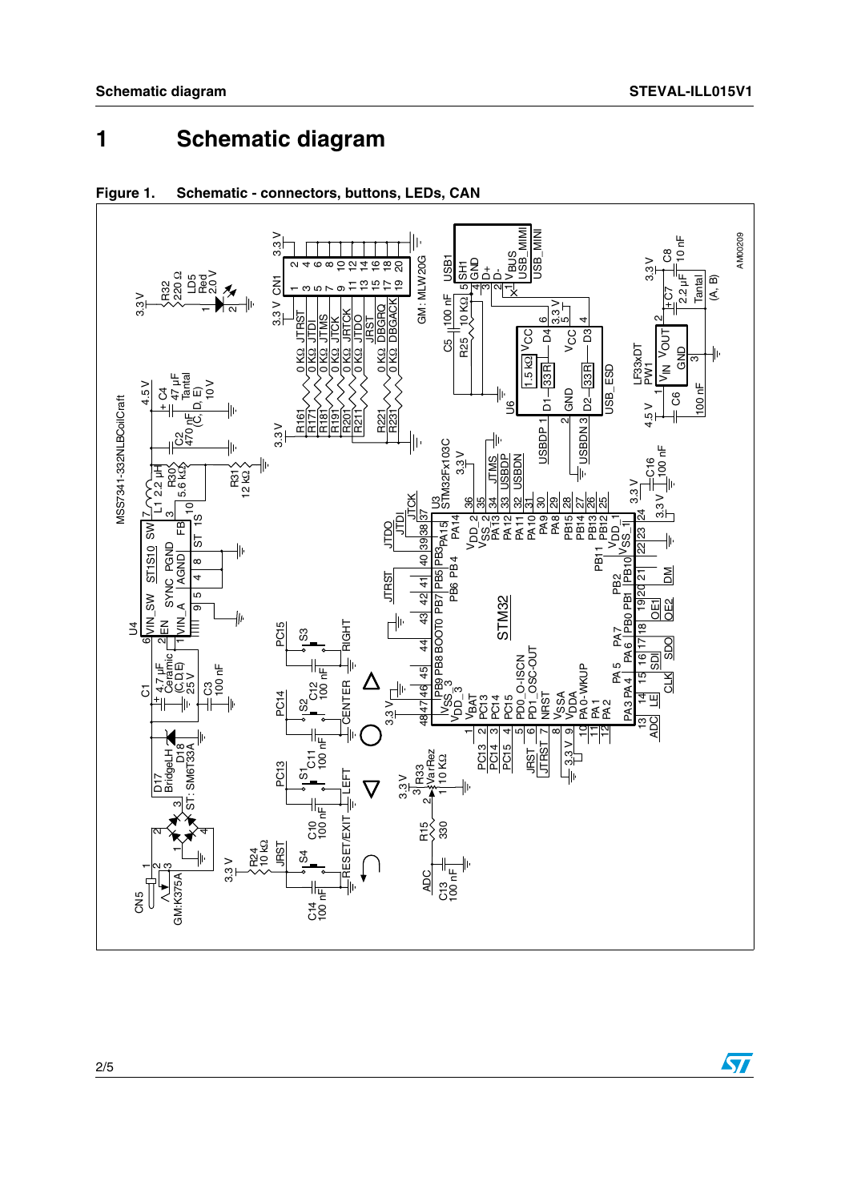# 1 Schematic diagram

**Figure 1. Schematic - connectors, buttons, LEDs, CAN**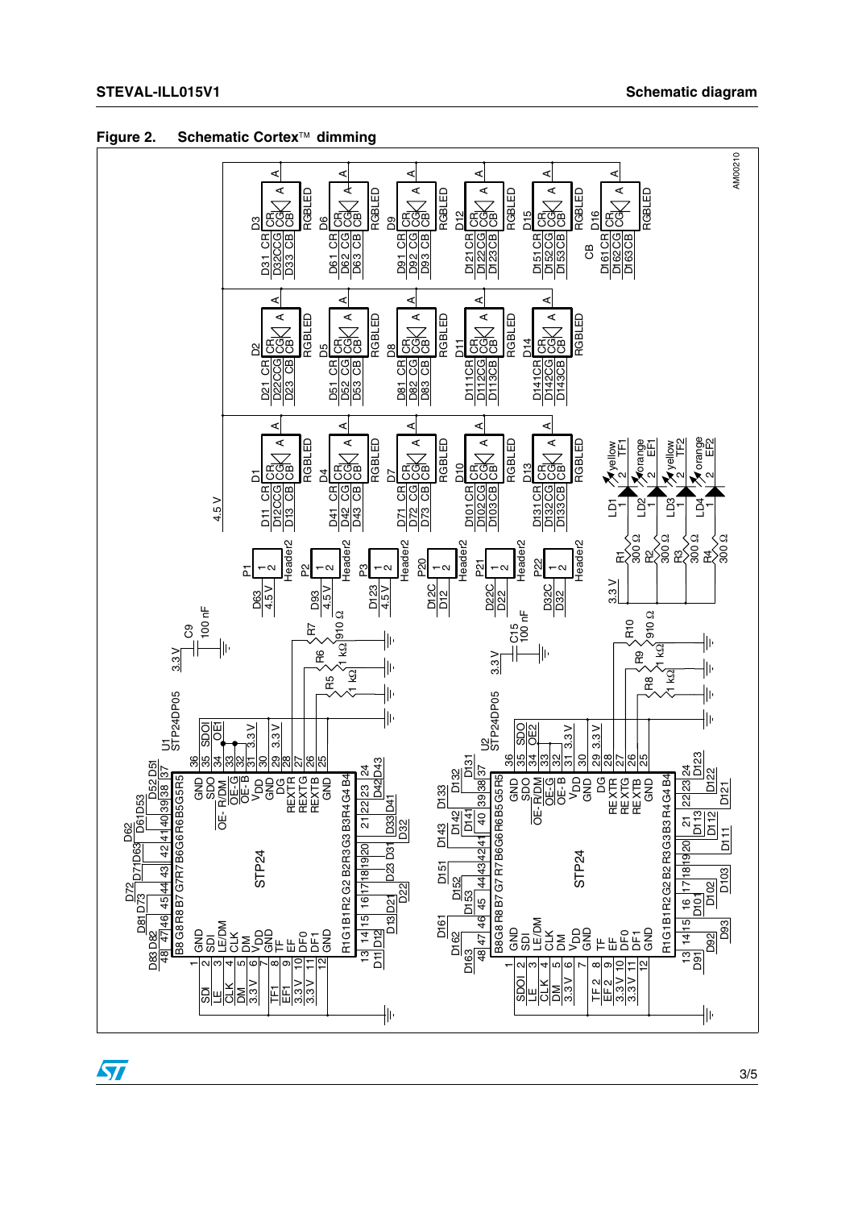Figure 2. Schematic Cortex™ dimming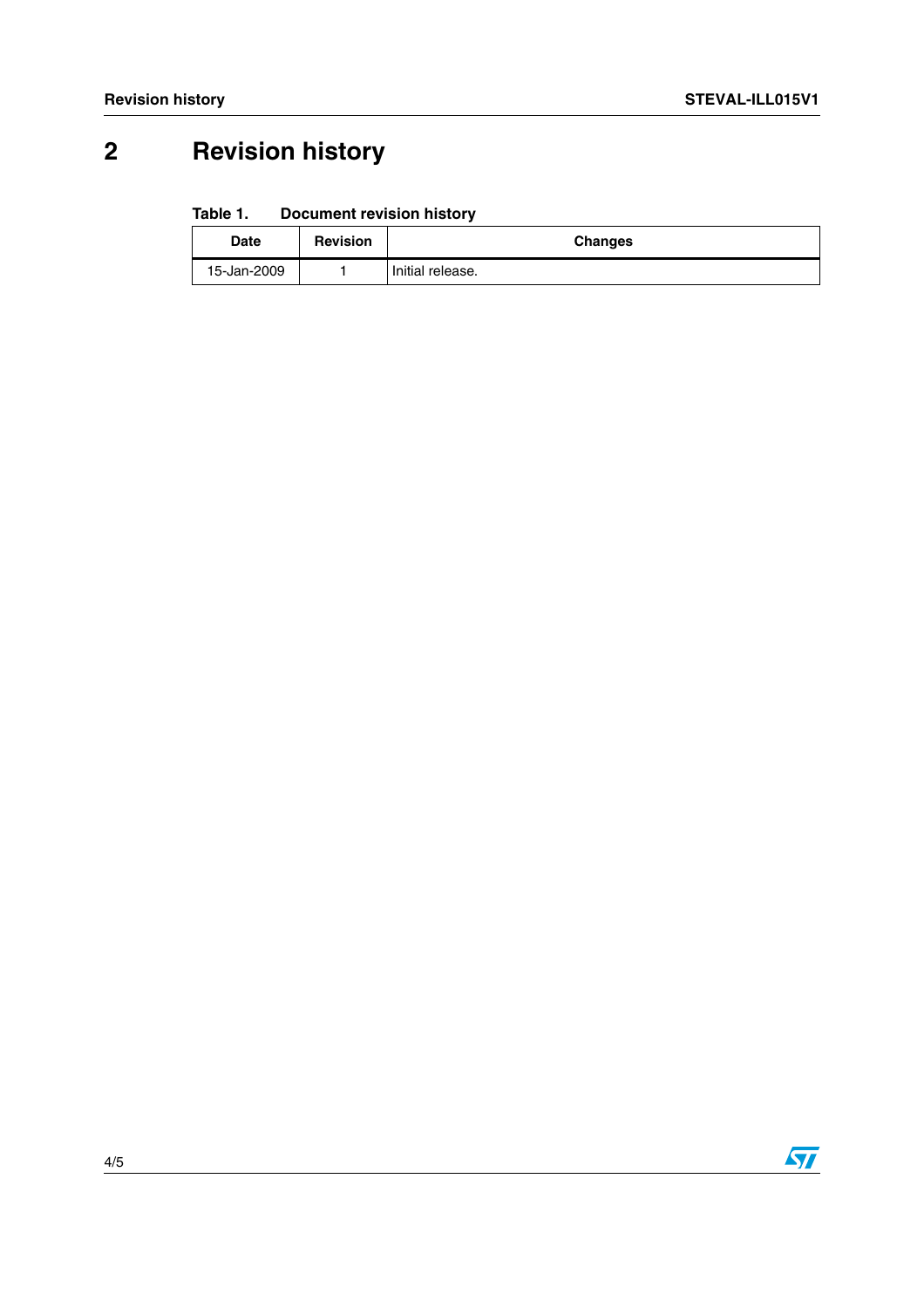## 2 Revision history

**Table 1. Document revision history**

| Date | Revision | Changes |
|---|---|---|
| 15-Jan-2009 | 1 | Initial release. |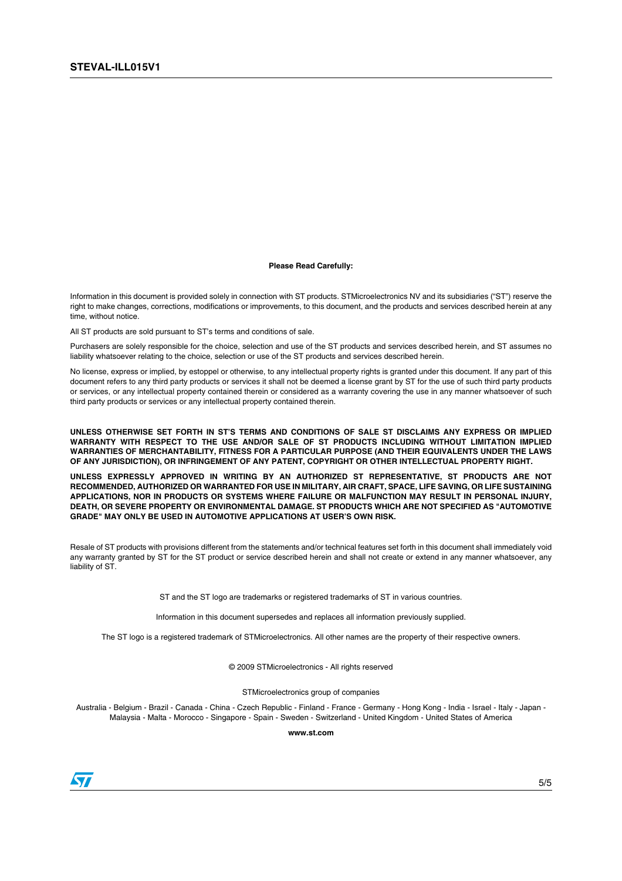**Please Read Carefully:**

Information in this document is provided solely in connection with ST products. STMicroelectronics NV and its subsidiaries ("ST") reserve the right to make changes, corrections, modifications or improvements, to this document, and the products and services described herein at any time, without notice.

All ST products are sold pursuant to ST's terms and conditions of sale.

Purchasers are solely responsible for the choice, selection and use of the ST products and services described herein, and ST assumes no liability whatsoever relating to the choice, selection or use of the ST products and services described herein.

No license, express or implied, by estoppel or otherwise, to any intellectual property rights is granted under this document. If any part of this document refers to any third party products or services it shall not be deemed a license grant by ST for the use of such third party products or services, or any intellectual property contained therein or considered as a warranty covering the use in any manner whatsoever of such third party products or services or any intellectual property contained therein.

**UNLESS OTHERWISE SET FORTH IN ST'S TERMS AND CONDITIONS OF SALE ST DISCLAIMS ANY EXPRESS OR IMPLIED WARRANTY WITH RESPECT TO THE USE AND/OR SALE OF ST PRODUCTS INCLUDING WITHOUT LIMITATION IMPLIED WARRANTIES OF MERCHANTABILITY, FITNESS FOR A PARTICULAR PURPOSE (AND THEIR EQUIVALENTS UNDER THE LAWS OF ANY JURISDICTION), OR INFRINGEMENT OF ANY PATENT, COPYRIGHT OR OTHER INTELLECTUAL PROPERTY RIGHT.**

**UNLESS EXPRESSLY APPROVED IN WRITING BY AN AUTHORIZED ST REPRESENTATIVE, ST PRODUCTS ARE NOT RECOMMENDED, AUTHORIZED OR WARRANTED FOR USE IN MILITARY, AIR CRAFT, SPACE, LIFE SAVING, OR LIFE SUSTAINING APPLICATIONS, NOR IN PRODUCTS OR SYSTEMS WHERE FAILURE OR MALFUNCTION MAY RESULT IN PERSONAL INJURY, DEATH, OR SEVERE PROPERTY OR ENVIRONMENTAL DAMAGE. ST PRODUCTS WHICH ARE NOT SPECIFIED AS "AUTOMOTIVE GRADE" MAY ONLY BE USED IN AUTOMOTIVE APPLICATIONS AT USER'S OWN RISK.**

Resale of ST products with provisions different from the statements and/or technical features set forth in this document shall immediately void any warranty granted by ST for the ST product or service described herein and shall not create or extend in any manner whatsoever, any liability of ST.

ST and the ST logo are trademarks or registered trademarks of ST in various countries.

Information in this document supersedes and replaces all information previously supplied.

The ST logo is a registered trademark of STMicroelectronics. All other names are the property of their respective owners.

© 2009 STMicroelectronics - All rights reserved

STMicroelectronics group of companies

Australia - Belgium - Brazil - Canada - China - Czech Republic - Finland - France - Germany - Hong Kong - India - Israel - Italy - Japan - Malaysia - Malta - Morocco - Singapore - Spain - Sweden - Switzerland - United Kingdom - United States of America

**www.st.com**